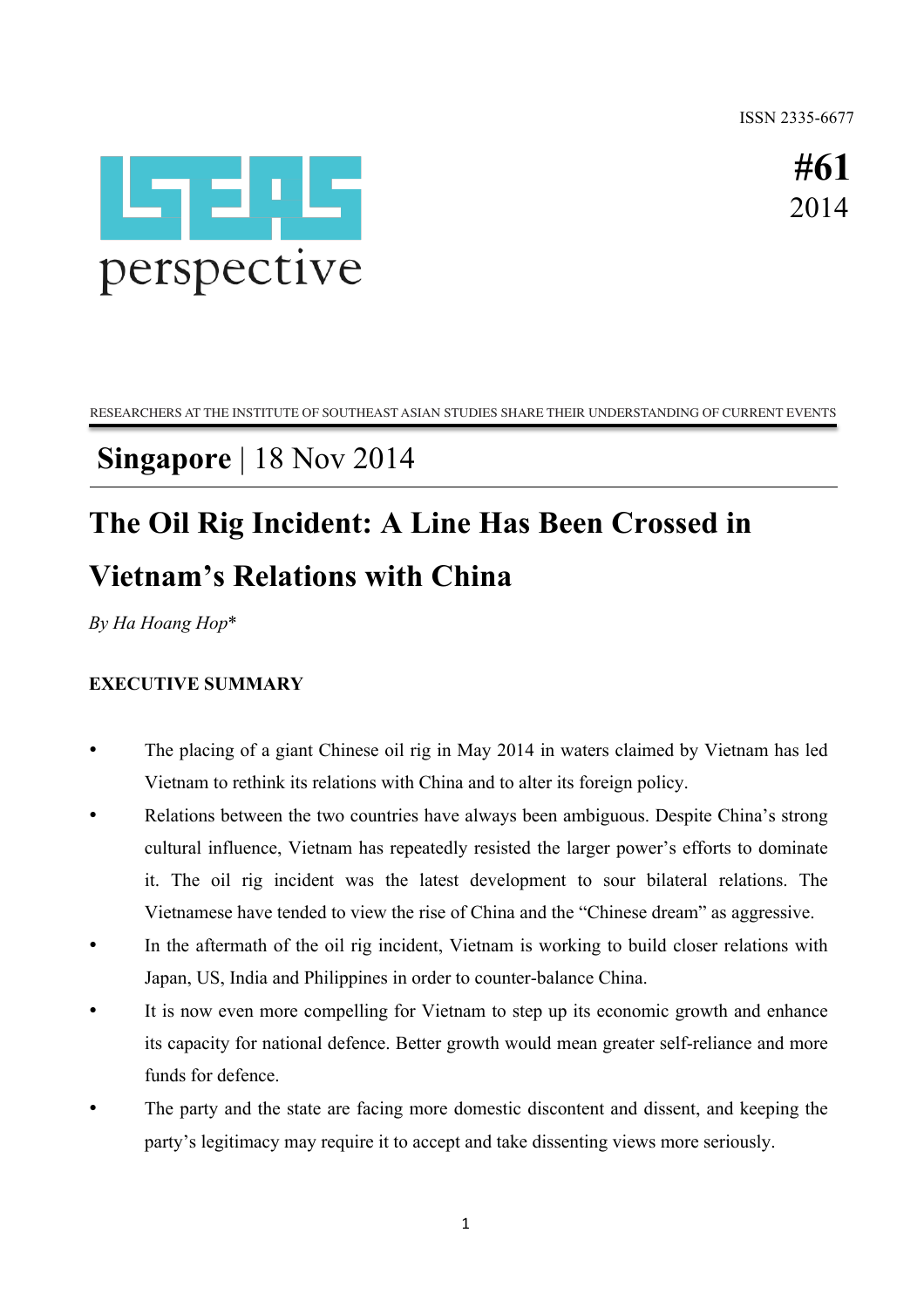ISSN 2335-6677

# ISEAS perspective

**#61**
2014

RESEARCHERS AT THE INSTITUTE OF SOUTHEAST ASIAN STUDIES SHARE THEIR UNDERSTANDING OF CURRENT EVENTS

**Singapore** | 18 Nov 2014

# The Oil Rig Incident: A Line Has Been Crossed in Vietnam's Relations with China

*By Ha Hoang Hop**

## EXECUTIVE SUMMARY

- The placing of a giant Chinese oil rig in May 2014 in waters claimed by Vietnam has led Vietnam to rethink its relations with China and to alter its foreign policy.
- Relations between the two countries have always been ambiguous. Despite China's strong cultural influence, Vietnam has repeatedly resisted the larger power's efforts to dominate it. The oil rig incident was the latest development to sour bilateral relations. The Vietnamese have tended to view the rise of China and the "Chinese dream" as aggressive.
- In the aftermath of the oil rig incident, Vietnam is working to build closer relations with Japan, US, India and Philippines in order to counter-balance China.
- It is now even more compelling for Vietnam to step up its economic growth and enhance its capacity for national defence. Better growth would mean greater self-reliance and more funds for defence.
- The party and the state are facing more domestic discontent and dissent, and keeping the party's legitimacy may require it to accept and take dissenting views more seriously.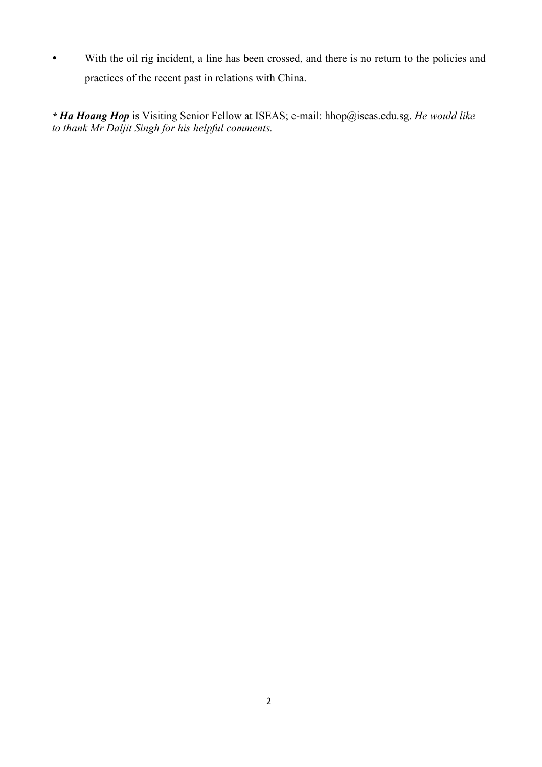- With the oil rig incident, a line has been crossed, and there is no return to the policies and practices of the recent past in relations with China.

*\* **Ha Hoang Hop*** is Visiting Senior Fellow at ISEAS; e-mail: hhop@iseas.edu.sg. *He would like to thank Mr Daljit Singh for his helpful comments.*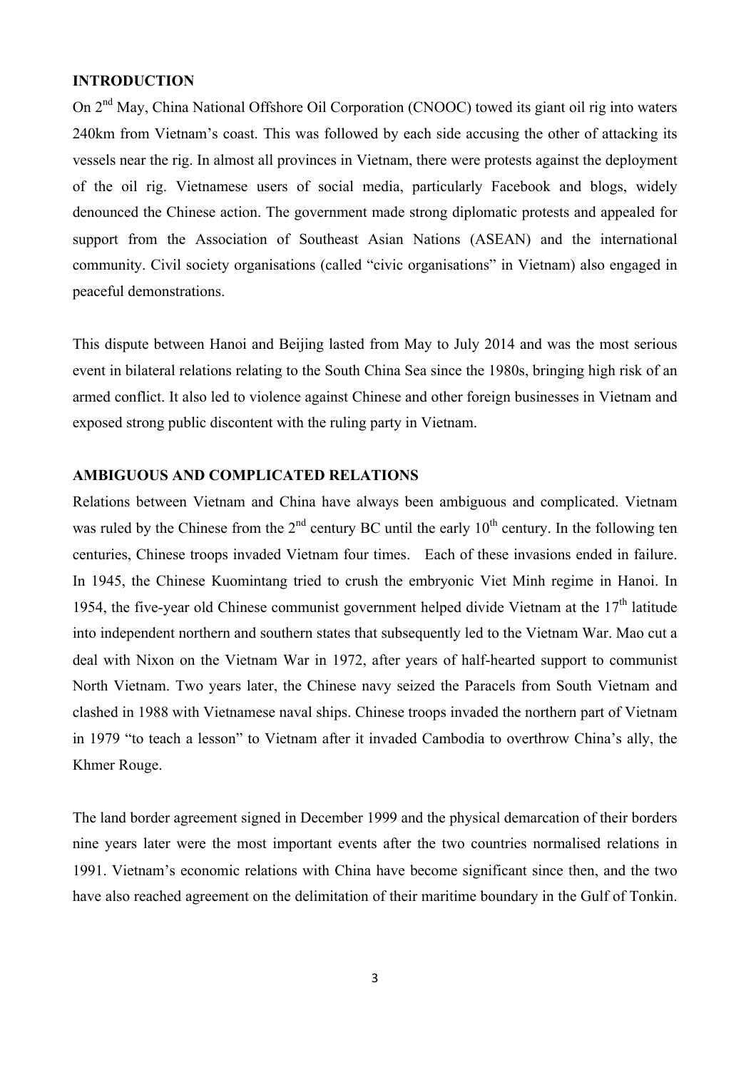## INTRODUCTION

On 2nd May, China National Offshore Oil Corporation (CNOOC) towed its giant oil rig into waters 240km from Vietnam's coast. This was followed by each side accusing the other of attacking its vessels near the rig. In almost all provinces in Vietnam, there were protests against the deployment of the oil rig. Vietnamese users of social media, particularly Facebook and blogs, widely denounced the Chinese action. The government made strong diplomatic protests and appealed for support from the Association of Southeast Asian Nations (ASEAN) and the international community. Civil society organisations (called "civic organisations" in Vietnam) also engaged in peaceful demonstrations.

This dispute between Hanoi and Beijing lasted from May to July 2014 and was the most serious event in bilateral relations relating to the South China Sea since the 1980s, bringing high risk of an armed conflict. It also led to violence against Chinese and other foreign businesses in Vietnam and exposed strong public discontent with the ruling party in Vietnam.

## AMBIGUOUS AND COMPLICATED RELATIONS

Relations between Vietnam and China have always been ambiguous and complicated. Vietnam was ruled by the Chinese from the 2nd century BC until the early 10th century. In the following ten centuries, Chinese troops invaded Vietnam four times. Each of these invasions ended in failure. In 1945, the Chinese Kuomintang tried to crush the embryonic Viet Minh regime in Hanoi. In 1954, the five-year old Chinese communist government helped divide Vietnam at the 17th latitude into independent northern and southern states that subsequently led to the Vietnam War. Mao cut a deal with Nixon on the Vietnam War in 1972, after years of half-hearted support to communist North Vietnam. Two years later, the Chinese navy seized the Paracels from South Vietnam and clashed in 1988 with Vietnamese naval ships. Chinese troops invaded the northern part of Vietnam in 1979 "to teach a lesson" to Vietnam after it invaded Cambodia to overthrow China's ally, the Khmer Rouge.

The land border agreement signed in December 1999 and the physical demarcation of their borders nine years later were the most important events after the two countries normalised relations in 1991. Vietnam's economic relations with China have become significant since then, and the two have also reached agreement on the delimitation of their maritime boundary in the Gulf of Tonkin.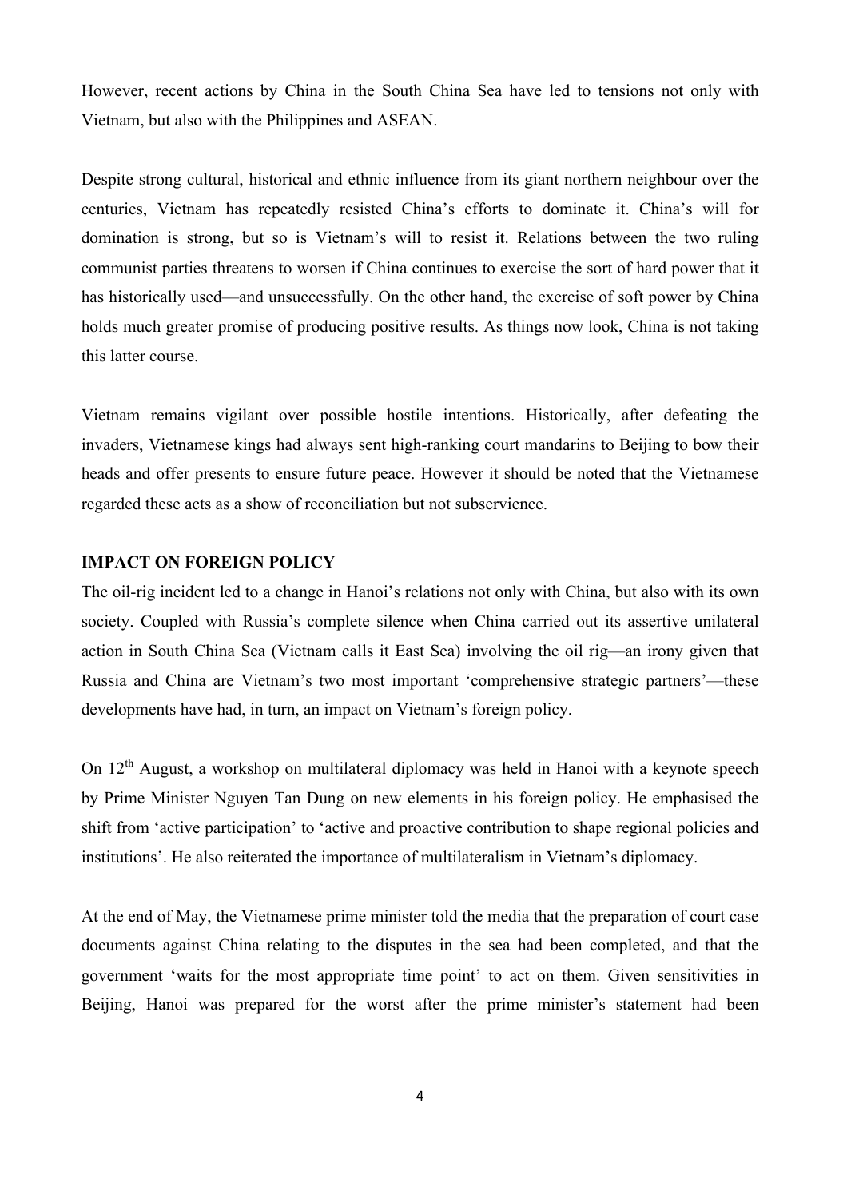However, recent actions by China in the South China Sea have led to tensions not only with Vietnam, but also with the Philippines and ASEAN.

Despite strong cultural, historical and ethnic influence from its giant northern neighbour over the centuries, Vietnam has repeatedly resisted China's efforts to dominate it. China's will for domination is strong, but so is Vietnam's will to resist it. Relations between the two ruling communist parties threatens to worsen if China continues to exercise the sort of hard power that it has historically used—and unsuccessfully. On the other hand, the exercise of soft power by China holds much greater promise of producing positive results. As things now look, China is not taking this latter course.

Vietnam remains vigilant over possible hostile intentions. Historically, after defeating the invaders, Vietnamese kings had always sent high-ranking court mandarins to Beijing to bow their heads and offer presents to ensure future peace. However it should be noted that the Vietnamese regarded these acts as a show of reconciliation but not subservience.

**IMPACT ON FOREIGN POLICY**

The oil-rig incident led to a change in Hanoi's relations not only with China, but also with its own society. Coupled with Russia's complete silence when China carried out its assertive unilateral action in South China Sea (Vietnam calls it East Sea) involving the oil rig—an irony given that Russia and China are Vietnam's two most important 'comprehensive strategic partners'—these developments have had, in turn, an impact on Vietnam's foreign policy.

On 12th August, a workshop on multilateral diplomacy was held in Hanoi with a keynote speech by Prime Minister Nguyen Tan Dung on new elements in his foreign policy. He emphasised the shift from 'active participation' to 'active and proactive contribution to shape regional policies and institutions'. He also reiterated the importance of multilateralism in Vietnam's diplomacy.

At the end of May, the Vietnamese prime minister told the media that the preparation of court case documents against China relating to the disputes in the sea had been completed, and that the government 'waits for the most appropriate time point' to act on them. Given sensitivities in Beijing, Hanoi was prepared for the worst after the prime minister's statement had been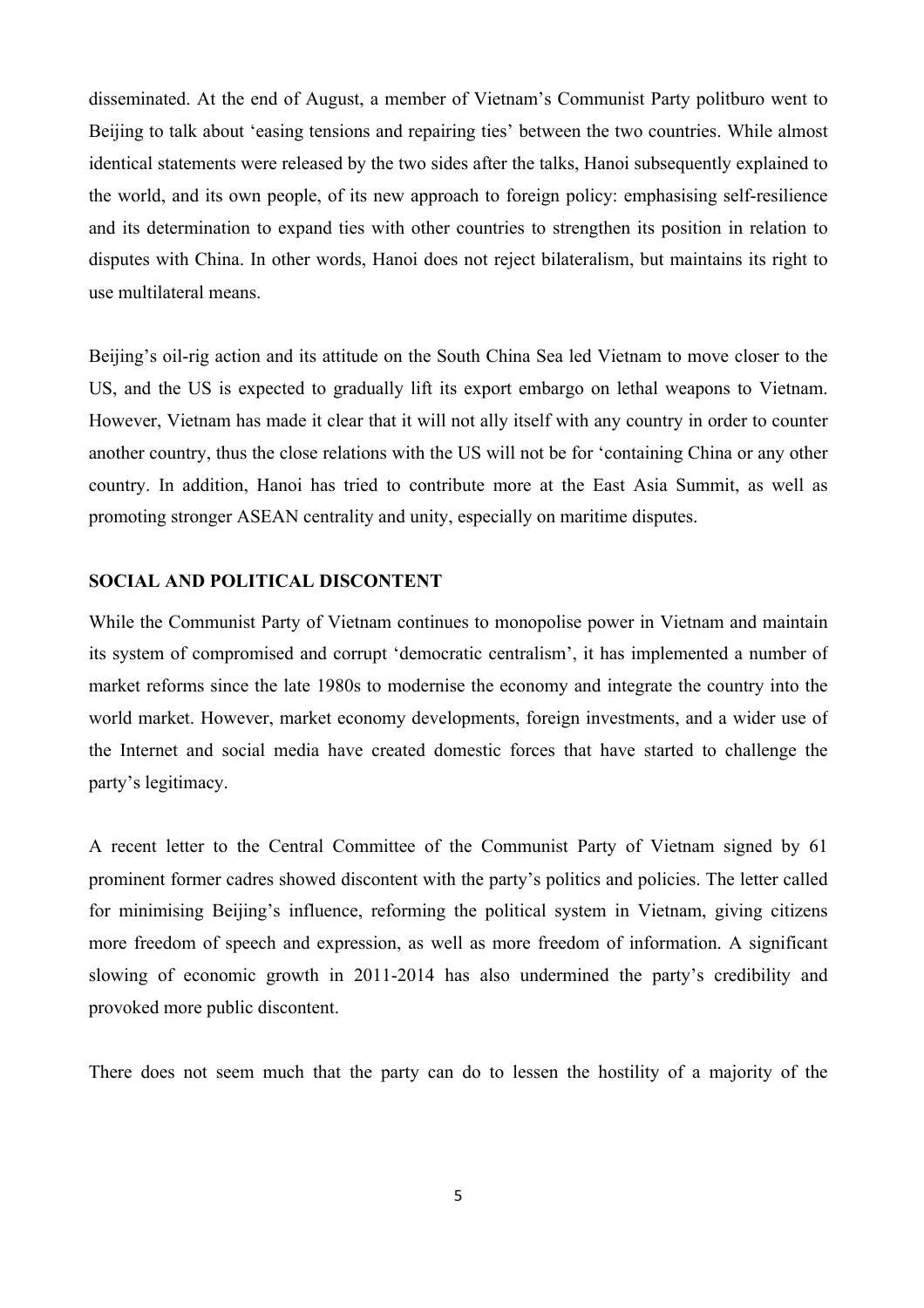disseminated. At the end of August, a member of Vietnam's Communist Party politburo went to Beijing to talk about 'easing tensions and repairing ties' between the two countries. While almost identical statements were released by the two sides after the talks, Hanoi subsequently explained to the world, and its own people, of its new approach to foreign policy: emphasising self-resilience and its determination to expand ties with other countries to strengthen its position in relation to disputes with China. In other words, Hanoi does not reject bilateralism, but maintains its right to use multilateral means.

Beijing's oil-rig action and its attitude on the South China Sea led Vietnam to move closer to the US, and the US is expected to gradually lift its export embargo on lethal weapons to Vietnam. However, Vietnam has made it clear that it will not ally itself with any country in order to counter another country, thus the close relations with the US will not be for 'containing China or any other country. In addition, Hanoi has tried to contribute more at the East Asia Summit, as well as promoting stronger ASEAN centrality and unity, especially on maritime disputes.

## SOCIAL AND POLITICAL DISCONTENT

While the Communist Party of Vietnam continues to monopolise power in Vietnam and maintain its system of compromised and corrupt 'democratic centralism', it has implemented a number of market reforms since the late 1980s to modernise the economy and integrate the country into the world market. However, market economy developments, foreign investments, and a wider use of the Internet and social media have created domestic forces that have started to challenge the party's legitimacy.

A recent letter to the Central Committee of the Communist Party of Vietnam signed by 61 prominent former cadres showed discontent with the party's politics and policies. The letter called for minimising Beijing's influence, reforming the political system in Vietnam, giving citizens more freedom of speech and expression, as well as more freedom of information. A significant slowing of economic growth in 2011-2014 has also undermined the party's credibility and provoked more public discontent.

There does not seem much that the party can do to lessen the hostility of a majority of the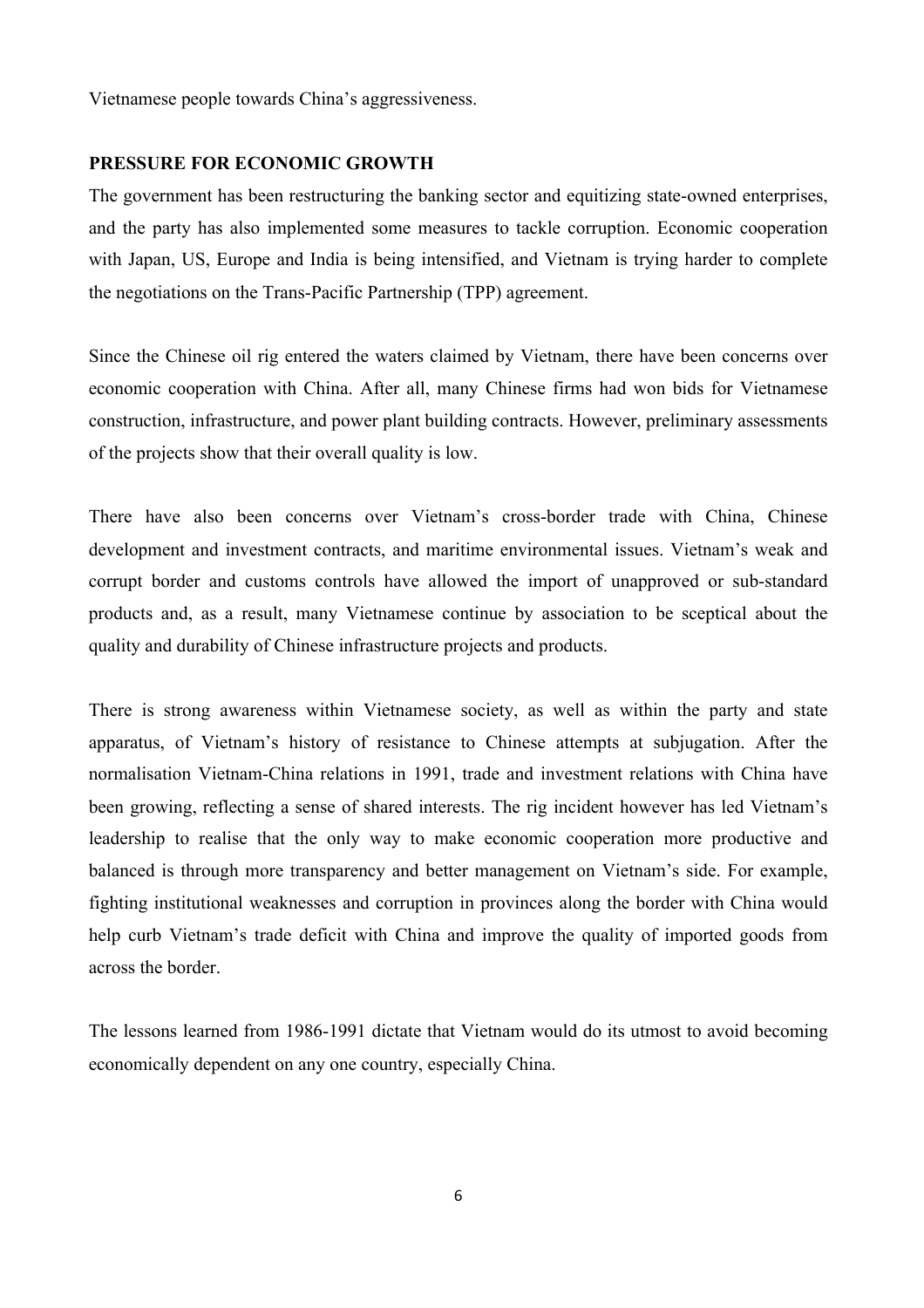Vietnamese people towards China's aggressiveness.

**PRESSURE FOR ECONOMIC GROWTH**

The government has been restructuring the banking sector and equitizing state-owned enterprises, and the party has also implemented some measures to tackle corruption. Economic cooperation with Japan, US, Europe and India is being intensified, and Vietnam is trying harder to complete the negotiations on the Trans-Pacific Partnership (TPP) agreement.

Since the Chinese oil rig entered the waters claimed by Vietnam, there have been concerns over economic cooperation with China. After all, many Chinese firms had won bids for Vietnamese construction, infrastructure, and power plant building contracts. However, preliminary assessments of the projects show that their overall quality is low.

There have also been concerns over Vietnam's cross-border trade with China, Chinese development and investment contracts, and maritime environmental issues. Vietnam's weak and corrupt border and customs controls have allowed the import of unapproved or sub-standard products and, as a result, many Vietnamese continue by association to be sceptical about the quality and durability of Chinese infrastructure projects and products.

There is strong awareness within Vietnamese society, as well as within the party and state apparatus, of Vietnam's history of resistance to Chinese attempts at subjugation. After the normalisation Vietnam-China relations in 1991, trade and investment relations with China have been growing, reflecting a sense of shared interests. The rig incident however has led Vietnam's leadership to realise that the only way to make economic cooperation more productive and balanced is through more transparency and better management on Vietnam's side. For example, fighting institutional weaknesses and corruption in provinces along the border with China would help curb Vietnam's trade deficit with China and improve the quality of imported goods from across the border.

The lessons learned from 1986-1991 dictate that Vietnam would do its utmost to avoid becoming economically dependent on any one country, especially China.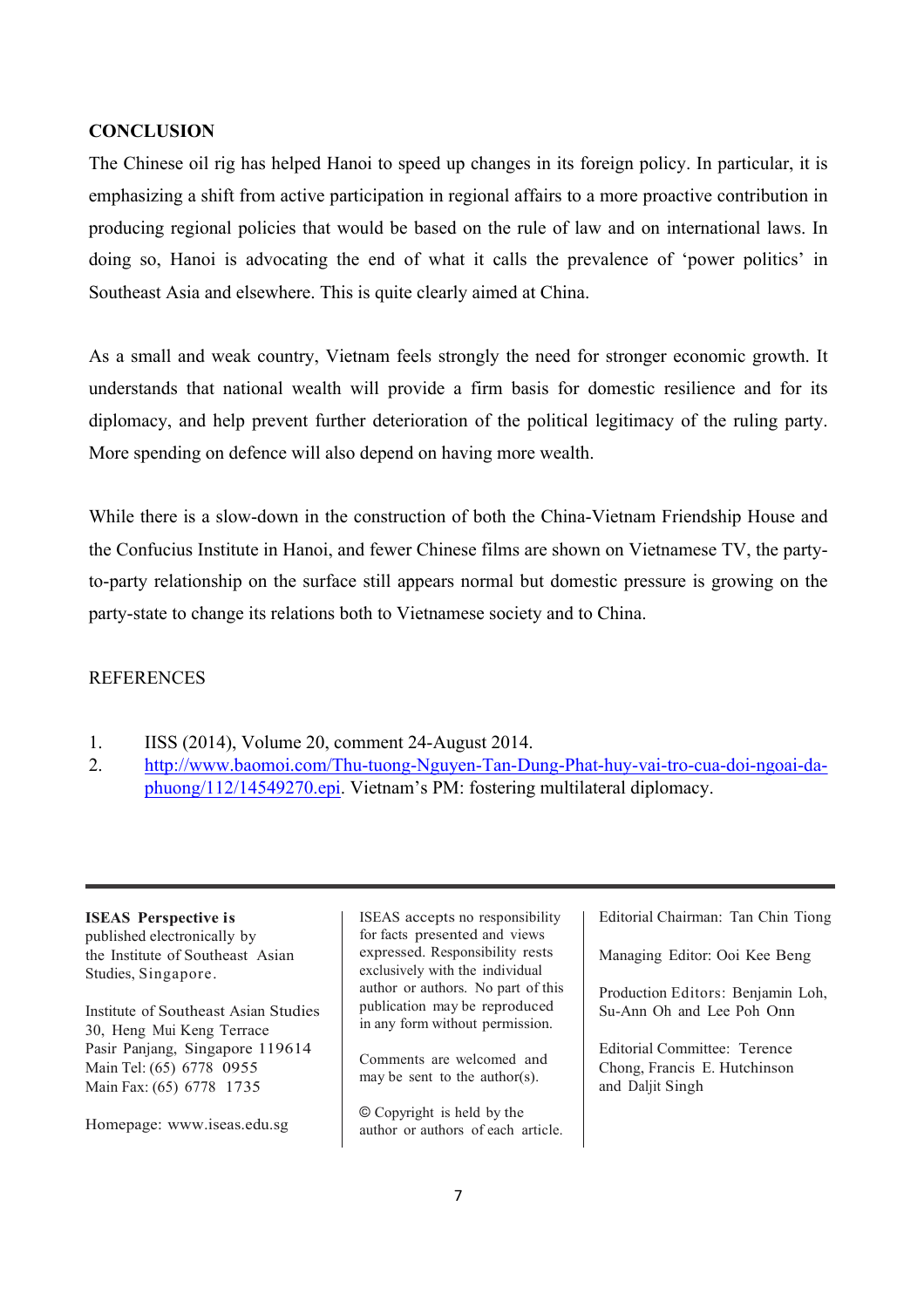## CONCLUSION

The Chinese oil rig has helped Hanoi to speed up changes in its foreign policy. In particular, it is emphasizing a shift from active participation in regional affairs to a more proactive contribution in producing regional policies that would be based on the rule of law and on international laws. In doing so, Hanoi is advocating the end of what it calls the prevalence of 'power politics' in Southeast Asia and elsewhere. This is quite clearly aimed at China.

As a small and weak country, Vietnam feels strongly the need for stronger economic growth. It understands that national wealth will provide a firm basis for domestic resilience and for its diplomacy, and help prevent further deterioration of the political legitimacy of the ruling party. More spending on defence will also depend on having more wealth.

While there is a slow-down in the construction of both the China-Vietnam Friendship House and the Confucius Institute in Hanoi, and fewer Chinese films are shown on Vietnamese TV, the party-to-party relationship on the surface still appears normal but domestic pressure is growing on the party-state to change its relations both to Vietnamese society and to China.

## REFERENCES

1. IISS (2014), Volume 20, comment 24-August 2014.
2. http://www.baomoi.com/Thu-tuong-Nguyen-Tan-Dung-Phat-huy-vai-tro-cua-doi-ngoai-da-phuong/112/14549270.epi. Vietnam's PM: fostering multilateral diplomacy.

---

**ISEAS Perspective is** published electronically by the Institute of Southeast Asian Studies, Singapore.

Institute of Southeast Asian Studies
30, Heng Mui Keng Terrace
Pasir Panjang, Singapore 119614
Main Tel: (65) 6778 0955
Main Fax: (65) 6778 1735

Homepage: www.iseas.edu.sg

ISEAS accepts no responsibility for facts presented and views expressed. Responsibility rests exclusively with the individual author or authors. No part of this publication may be reproduced in any form without permission.

Comments are welcomed and may be sent to the author(s).

© Copyright is held by the author or authors of each article.

Editorial Chairman: Tan Chin Tiong

Managing Editor: Ooi Kee Beng

Production Editors: Benjamin Loh, Su-Ann Oh and Lee Poh Onn

Editorial Committee: Terence Chong, Francis E. Hutchinson and Daljit Singh